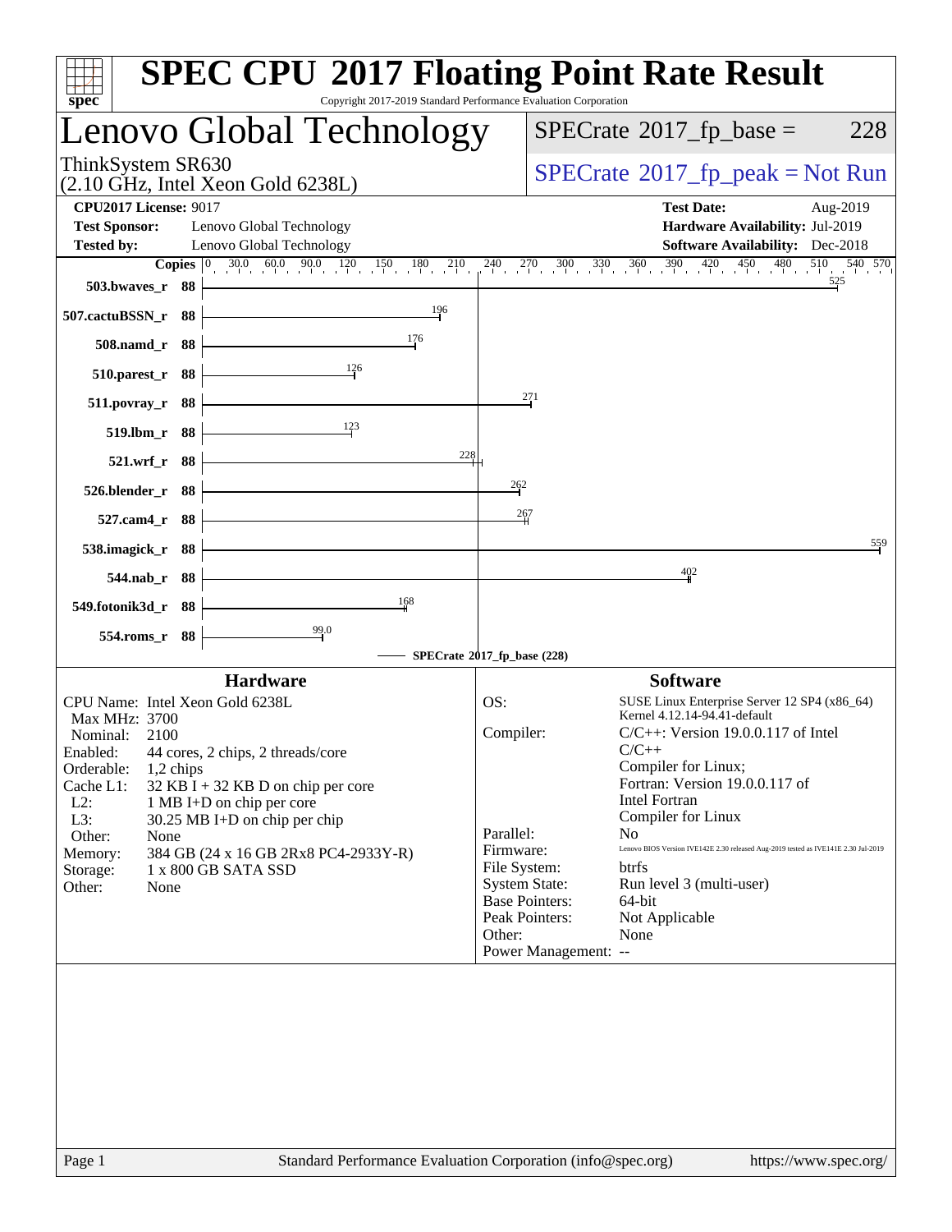# SPEC CPU 2017 Floating Point Rate Result

Copyright 2017-2019 Standard Performance Evaluation Corporation

## Lenovo Global Technology

ThinkSystem SR630
(2.10 GHz, Intel Xeon Gold 6238L)

SPECrate 2017_fp_base = 228

SPECrate 2017_fp_peak = Not Run

| | | | |
|---|---|---|---|
| **CPU2017 License:** | 9017 | **Test Date:** | Aug-2019 |
| **Test Sponsor:** | Lenovo Global Technology | **Hardware Availability:** | Jul-2019 |
| **Tested by:** | Lenovo Global Technology | **Software Availability:** | Dec-2018 |

| Benchmark | Copies | SPECrate 2017_fp_base (228) |
|---|---|---|
| 503.bwaves_r | 88 | 525 |
| 507.cactuBSSN_r | 88 | 196 |
| 508.namd_r | 88 | 176 |
| 510.parest_r | 88 | 126 |
| 511.povray_r | 88 | 271 |
| 519.lbm_r | 88 | 123 |
| 521.wrf_r | 88 | 228 |
| 526.blender_r | 88 | 262 |
| 527.cam4_r | 88 | 267 |
| 538.imagick_r | 88 | 559 |
| 544.nab_r | 88 | 402 |
| 549.fotonik3d_r | 88 | 168 |
| 554.roms_r | 88 | 99.0 |

### Hardware

| | |
|---|---|
| CPU Name: | Intel Xeon Gold 6238L |
| Max MHz: | 3700 |
| Nominal: | 2100 |
| Enabled: | 44 cores, 2 chips, 2 threads/core |
| Orderable: | 1,2 chips |
| Cache L1: | 32 KB I + 32 KB D on chip per core |
| L2: | 1 MB I+D on chip per core |
| L3: | 30.25 MB I+D on chip per chip |
| Other: | None |
| Memory: | 384 GB (24 x 16 GB 2Rx8 PC4-2933Y-R) |
| Storage: | 1 x 800 GB SATA SSD |
| Other: | None |

### Software

| | |
|---|---|
| OS: | SUSE Linux Enterprise Server 12 SP4 (x86_64) Kernel 4.12.14-94.41-default |
| Compiler: | C/C++: Version 19.0.0.117 of Intel C/C++ Compiler for Linux; Fortran: Version 19.0.0.117 of Intel Fortran Compiler for Linux |
| Parallel: | No |
| Firmware: | Lenovo BIOS Version IVE142E 2.30 released Aug-2019 tested as IVE141E 2.30 Jul-2019 |
| File System: | btrfs |
| System State: | Run level 3 (multi-user) |
| Base Pointers: | 64-bit |
| Peak Pointers: | Not Applicable |
| Other: | None |
| Power Management: | -- |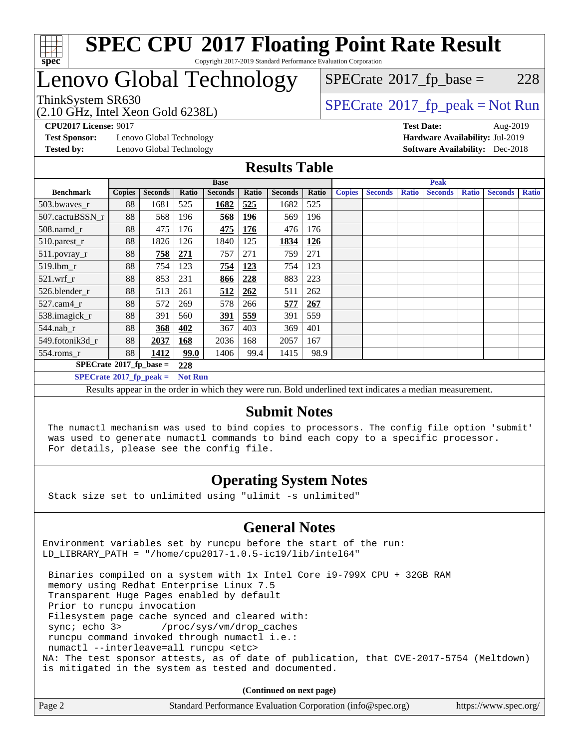# SPEC CPU 2017 Floating Point Rate Result

Copyright 2017-2019 Standard Performance Evaluation Corporation

## Lenovo Global Technology

ThinkSystem SR630
(2.10 GHz, Intel Xeon Gold 6238L)

SPECrate 2017_fp_base = 228

SPECrate 2017_fp_peak = Not Run

**CPU2017 License:** 9017
**Test Sponsor:** Lenovo Global Technology
**Tested by:** Lenovo Global Technology

**Test Date:** Aug-2019
**Hardware Availability:** Jul-2019
**Software Availability:** Dec-2018

## Results Table

| | Base | | | | | | | Peak | | | | | | |
|---|---|---|---|---|---|---|---|---|---|---|---|---|---|---|
| **Benchmark** | **Copies** | **Seconds** | **Ratio** | **Seconds** | **Ratio** | **Seconds** | **Ratio** | **Copies** | **Seconds** | **Ratio** | **Seconds** | **Ratio** | **Seconds** | **Ratio** |
| 503.bwaves_r | 88 | 1681 | 525 | **1682** | **525** | 1682 | 525 | | | | | | | |
| 507.cactuBSSN_r | 88 | 568 | 196 | **568** | **196** | 569 | 196 | | | | | | | |
| 508.namd_r | 88 | 475 | 176 | **475** | **176** | 476 | 176 | | | | | | | |
| 510.parest_r | 88 | 1826 | 126 | 1840 | 125 | **1834** | **126** | | | | | | | |
| 511.povray_r | 88 | **758** | **271** | 757 | 271 | 759 | 271 | | | | | | | |
| 519.lbm_r | 88 | 754 | 123 | **754** | **123** | 754 | 123 | | | | | | | |
| 521.wrf_r | 88 | 853 | 231 | **866** | **228** | 883 | 223 | | | | | | | |
| 526.blender_r | 88 | 513 | 261 | **512** | **262** | 511 | 262 | | | | | | | |
| 527.cam4_r | 88 | 572 | 269 | 578 | 266 | **577** | **267** | | | | | | | |
| 538.imagick_r | 88 | 391 | 560 | **391** | **559** | 391 | 559 | | | | | | | |
| 544.nab_r | 88 | **368** | **402** | 367 | 403 | 369 | 401 | | | | | | | |
| 549.fotonik3d_r | 88 | **2037** | **168** | 2036 | 168 | 2057 | 167 | | | | | | | |
| 554.roms_r | 88 | **1412** | **99.0** | 1406 | 99.4 | 1415 | 98.9 | | | | | | | |

**SPECrate 2017_fp_base = 228**

**SPECrate 2017_fp_peak = Not Run**

Results appear in the order in which they were run. Bold underlined text indicates a median measurement.

## Submit Notes

```
The numactl mechanism was used to bind copies to processors. The config file option 'submit'
was used to generate numactl commands to bind each copy to a specific processor.
For details, please see the config file.
```

## Operating System Notes

```
Stack size set to unlimited using "ulimit -s unlimited"
```

## General Notes

```
Environment variables set by runcpu before the start of the run:
LD_LIBRARY_PATH = "/home/cpu2017-1.0.5-ic19/lib/intel64"

 Binaries compiled on a system with 1x Intel Core i9-799X CPU + 32GB RAM
 memory using Redhat Enterprise Linux 7.5
 Transparent Huge Pages enabled by default
 Prior to runcpu invocation
 Filesystem page cache synced and cleared with:
 sync; echo 3>       /proc/sys/vm/drop_caches
 runcpu command invoked through numactl i.e.:
 numactl --interleave=all runcpu <etc>
NA: The test sponsor attests, as of date of publication, that CVE-2017-5754 (Meltdown)
is mitigated in the system as tested and documented.
```

**(Continued on next page)**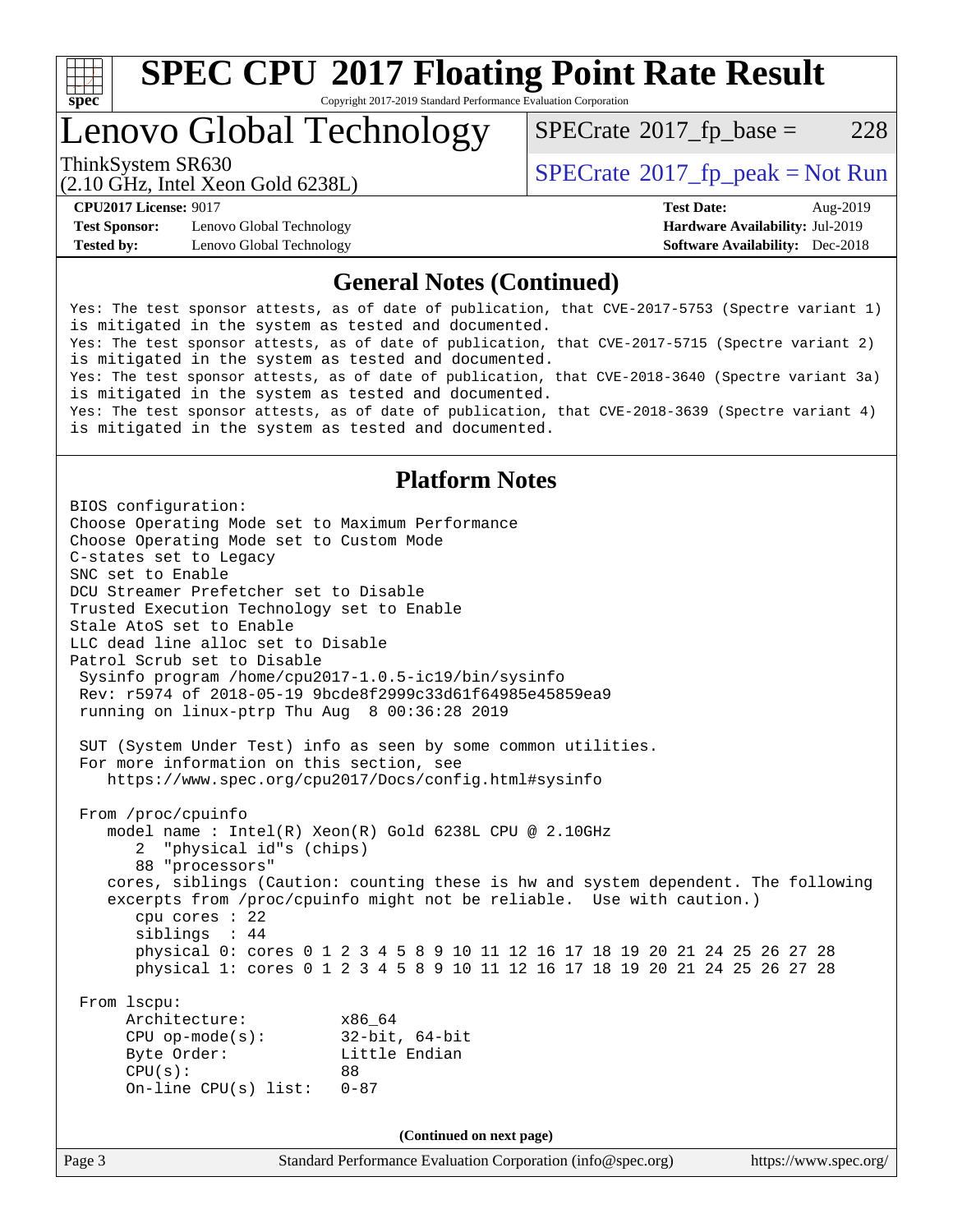# SPEC CPU 2017 Floating Point Rate Result

Copyright 2017-2019 Standard Performance Evaluation Corporation

## Lenovo Global Technology

ThinkSystem SR630
(2.10 GHz, Intel Xeon Gold 6238L)

SPECrate 2017_fp_base = 228

SPECrate 2017_fp_peak = Not Run

| | | | |
|---|---|---|---|
| **CPU2017 License:** | 9017 | **Test Date:** | Aug-2019 |
| **Test Sponsor:** | Lenovo Global Technology | **Hardware Availability:** | Jul-2019 |
| **Tested by:** | Lenovo Global Technology | **Software Availability:** | Dec-2018 |

### General Notes (Continued)

```
Yes: The test sponsor attests, as of date of publication, that CVE-2017-5753 (Spectre variant 1)
is mitigated in the system as tested and documented.
Yes: The test sponsor attests, as of date of publication, that CVE-2017-5715 (Spectre variant 2)
is mitigated in the system as tested and documented.
Yes: The test sponsor attests, as of date of publication, that CVE-2018-3640 (Spectre variant 3a)
is mitigated in the system as tested and documented.
Yes: The test sponsor attests, as of date of publication, that CVE-2018-3639 (Spectre variant 4)
is mitigated in the system as tested and documented.
```

### Platform Notes

```
BIOS configuration:
Choose Operating Mode set to Maximum Performance
Choose Operating Mode set to Custom Mode
C-states set to Legacy
SNC set to Enable
DCU Streamer Prefetcher set to Disable
Trusted Execution Technology set to Enable
Stale AtoS set to Enable
LLC dead line alloc set to Disable
Patrol Scrub set to Disable
 Sysinfo program /home/cpu2017-1.0.5-ic19/bin/sysinfo
 Rev: r5974 of 2018-05-19 9bcde8f2999c33d61f64985e45859ea9
 running on linux-ptrp Thu Aug  8 00:36:28 2019

 SUT (System Under Test) info as seen by some common utilities.
 For more information on this section, see
    https://www.spec.org/cpu2017/Docs/config.html#sysinfo

 From /proc/cpuinfo
    model name : Intel(R) Xeon(R) Gold 6238L CPU @ 2.10GHz
       2  "physical id"s (chips)
       88 "processors"
    cores, siblings (Caution: counting these is hw and system dependent. The following
    excerpts from /proc/cpuinfo might not be reliable.  Use with caution.)
       cpu cores : 22
       siblings  : 44
       physical 0: cores 0 1 2 3 4 5 8 9 10 11 12 16 17 18 19 20 21 24 25 26 27 28
       physical 1: cores 0 1 2 3 4 5 8 9 10 11 12 16 17 18 19 20 21 24 25 26 27 28

 From lscpu:
      Architecture:          x86_64
      CPU op-mode(s):        32-bit, 64-bit
      Byte Order:            Little Endian
      CPU(s):                88
      On-line CPU(s) list:   0-87
```

**(Continued on next page)**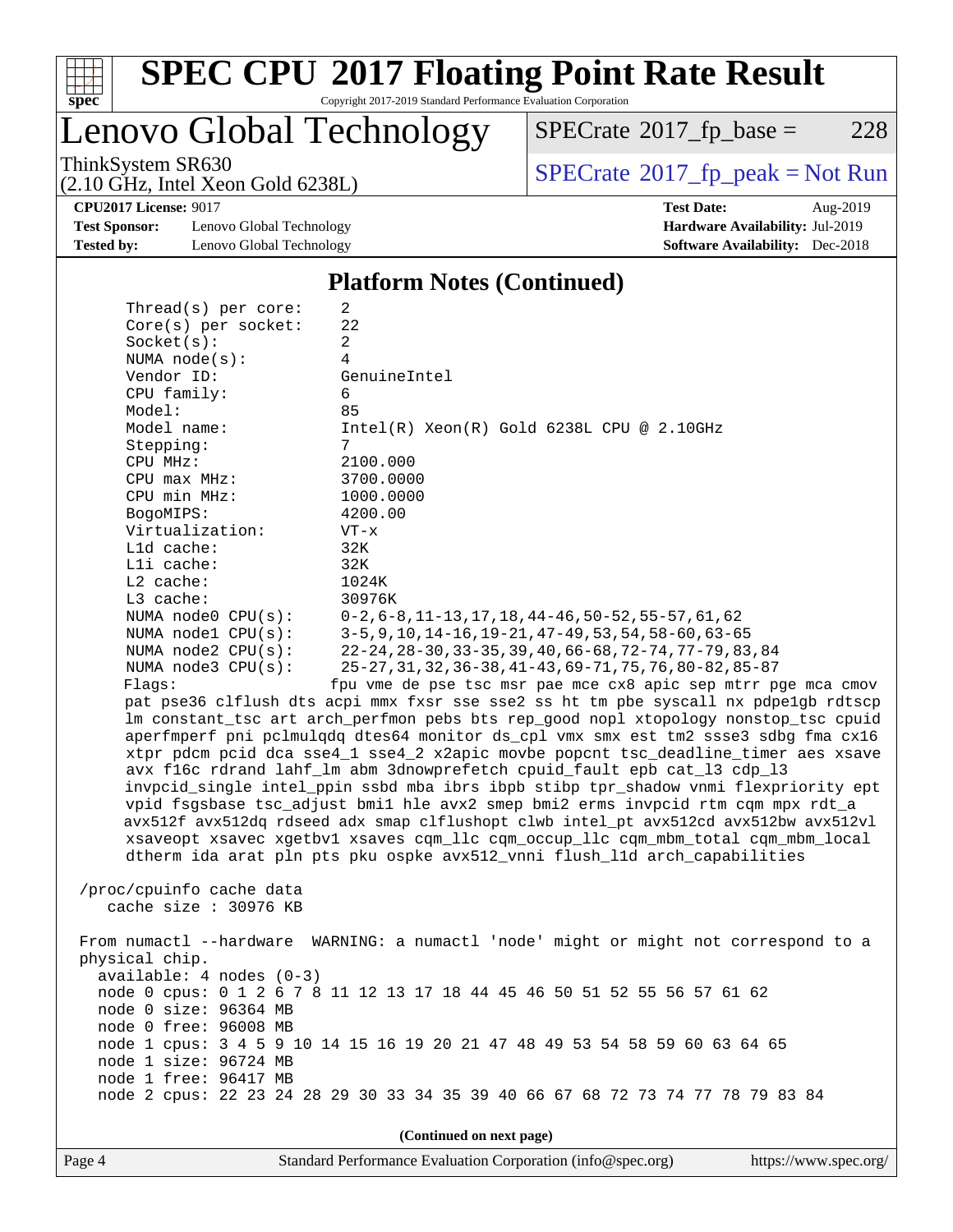## Platform Notes (Continued)

```
    Thread(s) per core:    2
    Core(s) per socket:    22
    Socket(s):             2
    NUMA node(s):          4
    Vendor ID:             GenuineIntel
    CPU family:            6
    Model:                 85
    Model name:            Intel(R) Xeon(R) Gold 6238L CPU @ 2.10GHz
    Stepping:              7
    CPU MHz:               2100.000
    CPU max MHz:           3700.0000
    CPU min MHz:           1000.0000
    BogoMIPS:              4200.00
    Virtualization:        VT-x
    L1d cache:             32K
    L1i cache:             32K
    L2 cache:              1024K
    L3 cache:              30976K
    NUMA node0 CPU(s):     0-2,6-8,11-13,17,18,44-46,50-52,55-57,61,62
    NUMA node1 CPU(s):     3-5,9,10,14-16,19-21,47-49,53,54,58-60,63-65
    NUMA node2 CPU(s):     22-24,28-30,33-35,39,40,66-68,72-74,77-79,83,84
    NUMA node3 CPU(s):     25-27,31,32,36-38,41-43,69-71,75,76,80-82,85-87
    Flags:                fpu vme de pse tsc msr pae mce cx8 apic sep mtrr pge mca cmov
    pat pse36 clflush dts acpi mmx fxsr sse sse2 ss ht tm pbe syscall nx pdpe1gb rdtscp
    lm constant_tsc art arch_perfmon pebs bts rep_good nopl xtopology nonstop_tsc cpuid
    aperfmperf pni pclmulqdq dtes64 monitor ds_cpl vmx smx est tm2 ssse3 sdbg fma cx16
    xtpr pdcm pcid dca sse4_1 sse4_2 x2apic movbe popcnt tsc_deadline_timer aes xsave
    avx f16c rdrand lahf_lm abm 3dnowprefetch cpuid_fault epb cat_l3 cdp_l3
    invpcid_single intel_ppin ssbd mba ibrs ibpb stibp tpr_shadow vnmi flexpriority ept
    vpid fsgsbase tsc_adjust bmi1 hle avx2 smep bmi2 erms invpcid rtm cqm mpx rdt_a
    avx512f avx512dq rdseed adx smap clflushopt clwb intel_pt avx512cd avx512bw avx512vl
    xsaveopt xsavec xgetbv1 xsaves cqm_llc cqm_occup_llc cqm_mbm_total cqm_mbm_local
    dtherm ida arat pln pts pku ospke avx512_vnni flush_l1d arch_capabilities

 /proc/cpuinfo cache data
    cache size : 30976 KB

 From numactl --hardware  WARNING: a numactl 'node' might or might not correspond to a
 physical chip.
   available: 4 nodes (0-3)
   node 0 cpus: 0 1 2 6 7 8 11 12 13 17 18 44 45 46 50 51 52 55 56 57 61 62
   node 0 size: 96364 MB
   node 0 free: 96008 MB
   node 1 cpus: 3 4 5 9 10 14 15 16 19 20 21 47 48 49 53 54 58 59 60 63 64 65
   node 1 size: 96724 MB
   node 1 free: 96417 MB
   node 2 cpus: 22 23 24 28 29 30 33 34 35 39 40 66 67 68 72 73 74 77 78 79 83 84
```

(Continued on next page)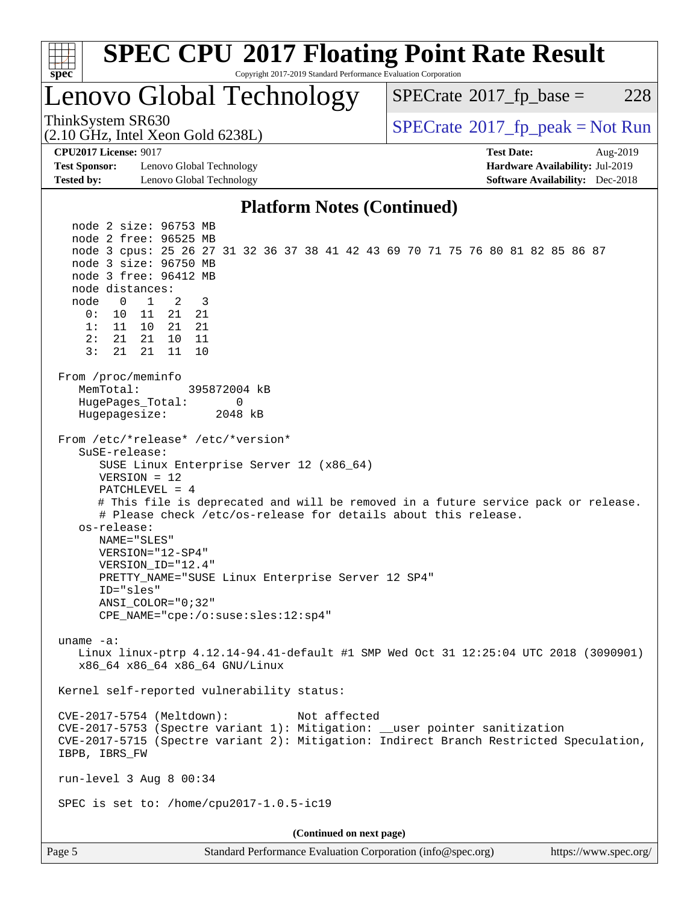## Platform Notes (Continued)

```
   node 2 size: 96753 MB
   node 2 free: 96525 MB
   node 3 cpus: 25 26 27 31 32 36 37 38 41 42 43 69 70 71 75 76 80 81 82 85 86 87
   node 3 size: 96750 MB
   node 3 free: 96412 MB
   node distances:
   node   0   1   2   3
     0:  10  11  21  21
     1:  11  10  21  21
     2:  21  21  10  11
     3:  21  21  11  10

 From /proc/meminfo
    MemTotal:       395872004 kB
    HugePages_Total:       0
    Hugepagesize:       2048 kB

 From /etc/*release* /etc/*version*
    SuSE-release:
       SUSE Linux Enterprise Server 12 (x86_64)
       VERSION = 12
       PATCHLEVEL = 4
       # This file is deprecated and will be removed in a future service pack or release.
       # Please check /etc/os-release for details about this release.
    os-release:
       NAME="SLES"
       VERSION="12-SP4"
       VERSION_ID="12.4"
       PRETTY_NAME="SUSE Linux Enterprise Server 12 SP4"
       ID="sles"
       ANSI_COLOR="0;32"
       CPE_NAME="cpe:/o:suse:sles:12:sp4"

 uname -a:
    Linux linux-ptrp 4.12.14-94.41-default #1 SMP Wed Oct 31 12:25:04 UTC 2018 (3090901)
    x86_64 x86_64 x86_64 GNU/Linux

 Kernel self-reported vulnerability status:

 CVE-2017-5754 (Meltdown):          Not affected
 CVE-2017-5753 (Spectre variant 1): Mitigation: __user pointer sanitization
 CVE-2017-5715 (Spectre variant 2): Mitigation: Indirect Branch Restricted Speculation,
 IBPB, IBRS_FW

 run-level 3 Aug 8 00:34

 SPEC is set to: /home/cpu2017-1.0.5-ic19
```

(Continued on next page)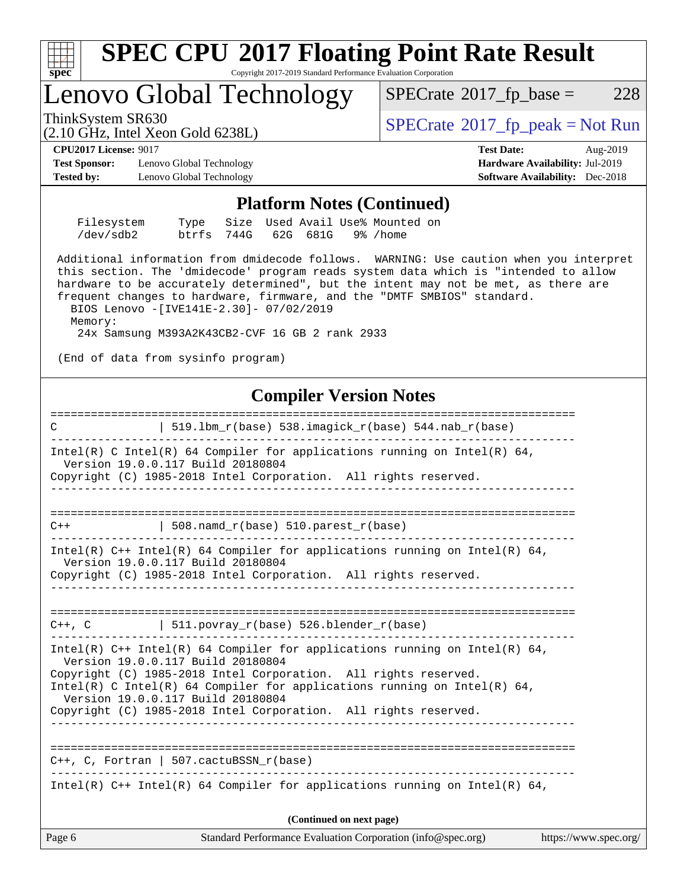# SPEC CPU 2017 Floating Point Rate Result

Copyright 2017-2019 Standard Performance Evaluation Corporation

## Lenovo Global Technology

ThinkSystem SR630
(2.10 GHz, Intel Xeon Gold 6238L)

SPECrate 2017_fp_base = 228

SPECrate 2017_fp_peak = Not Run

**CPU2017 License:** 9017
**Test Sponsor:** Lenovo Global Technology
**Tested by:** Lenovo Global Technology

**Test Date:** Aug-2019
**Hardware Availability:** Jul-2019
**Software Availability:** Dec-2018

### Platform Notes (Continued)

```
   Filesystem     Type   Size  Used Avail Use% Mounted on
   /dev/sdb2      btrfs  744G   62G  681G   9% /home

 Additional information from dmidecode follows.  WARNING: Use caution when you interpret
 this section. The 'dmidecode' program reads system data which is "intended to allow
 hardware to be accurately determined", but the intent may not be met, as there are
 frequent changes to hardware, firmware, and the "DMTF SMBIOS" standard.
   BIOS Lenovo -[IVE141E-2.30]- 07/02/2019
   Memory:
    24x Samsung M393A2K43CB2-CVF 16 GB 2 rank 2933

 (End of data from sysinfo program)
```

### Compiler Version Notes

```
==============================================================================
C               | 519.lbm_r(base) 538.imagick_r(base) 544.nab_r(base)
------------------------------------------------------------------------------
Intel(R) C Intel(R) 64 Compiler for applications running on Intel(R) 64,
  Version 19.0.0.117 Build 20180804
Copyright (C) 1985-2018 Intel Corporation.  All rights reserved.
------------------------------------------------------------------------------

==============================================================================
C++             | 508.namd_r(base) 510.parest_r(base)
------------------------------------------------------------------------------
Intel(R) C++ Intel(R) 64 Compiler for applications running on Intel(R) 64,
  Version 19.0.0.117 Build 20180804
Copyright (C) 1985-2018 Intel Corporation.  All rights reserved.
------------------------------------------------------------------------------

==============================================================================
C++, C          | 511.povray_r(base) 526.blender_r(base)
------------------------------------------------------------------------------
Intel(R) C++ Intel(R) 64 Compiler for applications running on Intel(R) 64,
  Version 19.0.0.117 Build 20180804
Copyright (C) 1985-2018 Intel Corporation.  All rights reserved.
Intel(R) C Intel(R) 64 Compiler for applications running on Intel(R) 64,
  Version 19.0.0.117 Build 20180804
Copyright (C) 1985-2018 Intel Corporation.  All rights reserved.
------------------------------------------------------------------------------

==============================================================================
C++, C, Fortran | 507.cactuBSSN_r(base)
------------------------------------------------------------------------------
Intel(R) C++ Intel(R) 64 Compiler for applications running on Intel(R) 64,
```

**(Continued on next page)**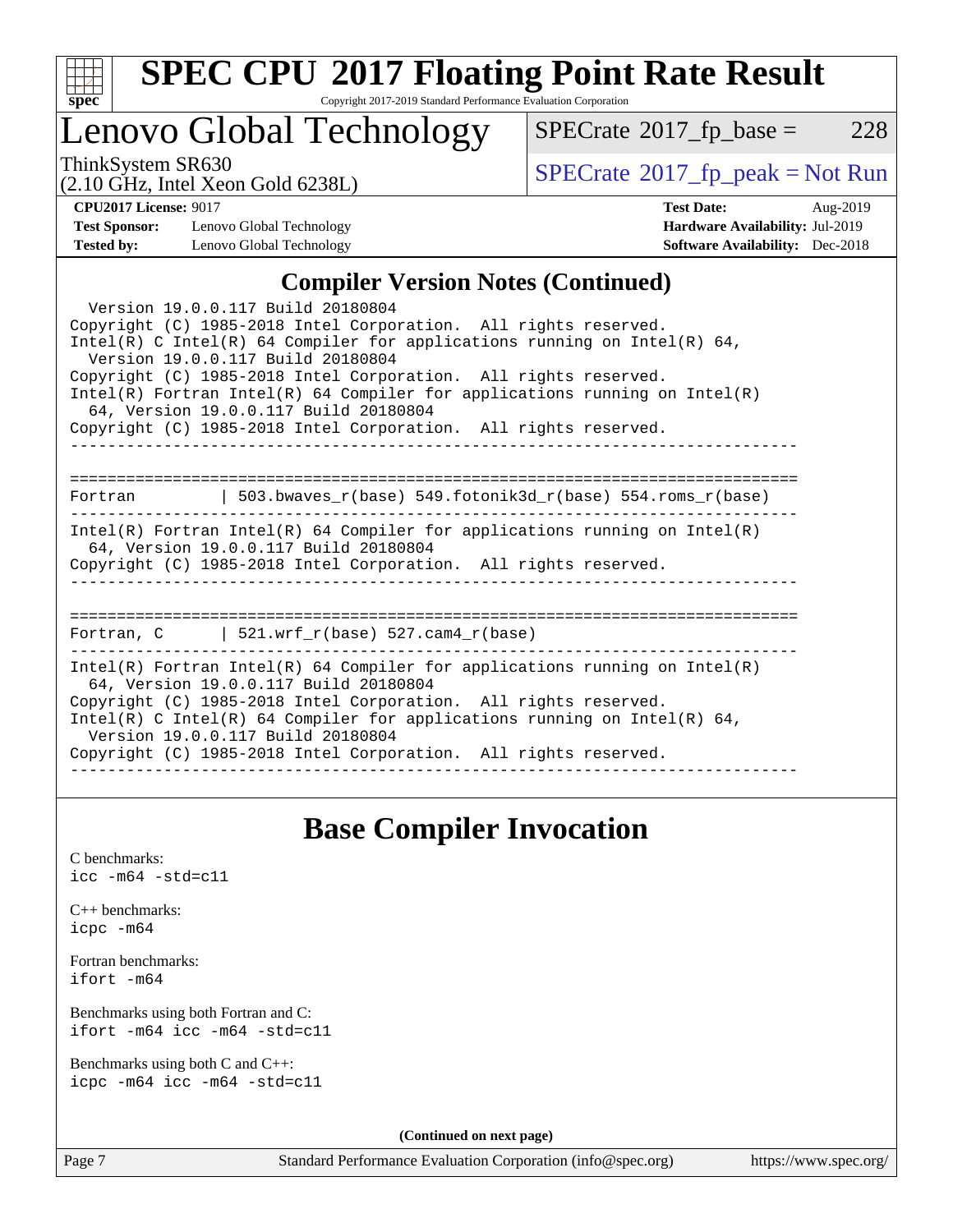## Compiler Version Notes (Continued)

```
  Version 19.0.0.117 Build 20180804
Copyright (C) 1985-2018 Intel Corporation.  All rights reserved.
Intel(R) C Intel(R) 64 Compiler for applications running on Intel(R) 64,
  Version 19.0.0.117 Build 20180804
Copyright (C) 1985-2018 Intel Corporation.  All rights reserved.
Intel(R) Fortran Intel(R) 64 Compiler for applications running on Intel(R)
  64, Version 19.0.0.117 Build 20180804
Copyright (C) 1985-2018 Intel Corporation.  All rights reserved.
------------------------------------------------------------------------------

==============================================================================
Fortran         | 503.bwaves_r(base) 549.fotonik3d_r(base) 554.roms_r(base)
------------------------------------------------------------------------------
Intel(R) Fortran Intel(R) 64 Compiler for applications running on Intel(R)
  64, Version 19.0.0.117 Build 20180804
Copyright (C) 1985-2018 Intel Corporation.  All rights reserved.
------------------------------------------------------------------------------

==============================================================================
Fortran, C      | 521.wrf_r(base) 527.cam4_r(base)
------------------------------------------------------------------------------
Intel(R) Fortran Intel(R) 64 Compiler for applications running on Intel(R)
  64, Version 19.0.0.117 Build 20180804
Copyright (C) 1985-2018 Intel Corporation.  All rights reserved.
Intel(R) C Intel(R) 64 Compiler for applications running on Intel(R) 64,
  Version 19.0.0.117 Build 20180804
Copyright (C) 1985-2018 Intel Corporation.  All rights reserved.
------------------------------------------------------------------------------
```

## Base Compiler Invocation

C benchmarks:
icc -m64 -std=c11

C++ benchmarks:
icpc -m64

Fortran benchmarks:
ifort -m64

Benchmarks using both Fortran and C:
ifort -m64 icc -m64 -std=c11

Benchmarks using both C and C++:
icpc -m64 icc -m64 -std=c11

**(Continued on next page)**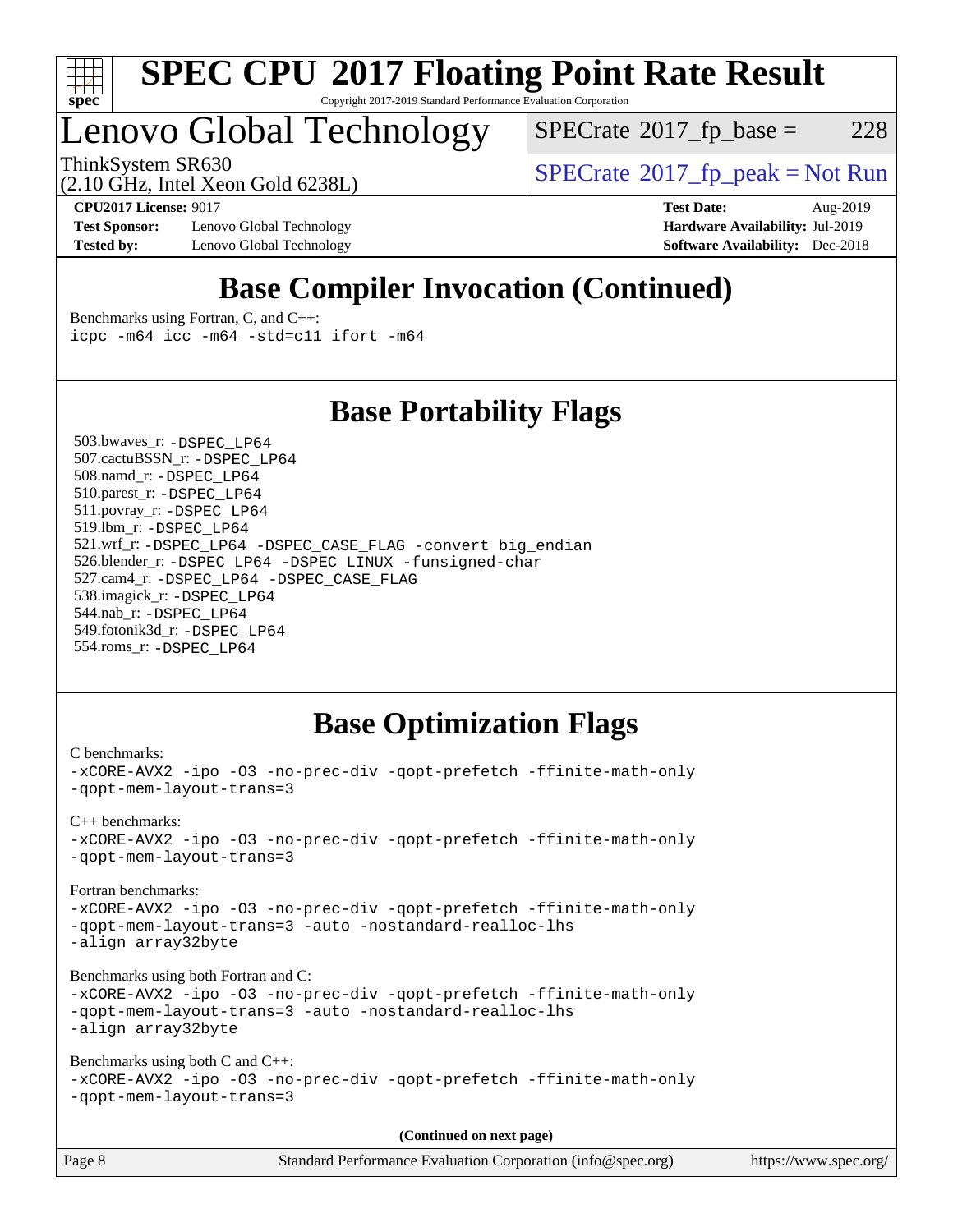# SPEC CPU 2017 Floating Point Rate Result

Copyright 2017-2019 Standard Performance Evaluation Corporation

## Lenovo Global Technology

ThinkSystem SR630
(2.10 GHz, Intel Xeon Gold 6238L)

SPECrate 2017_fp_base = 228

SPECrate 2017_fp_peak = Not Run

**CPU2017 License:** 9017
**Test Sponsor:** Lenovo Global Technology
**Tested by:** Lenovo Global Technology

**Test Date:** Aug-2019
**Hardware Availability:** Jul-2019
**Software Availability:** Dec-2018

## Base Compiler Invocation (Continued)

Benchmarks using Fortran, C, and C++:
```
icpc -m64 icc -m64 -std=c11 ifort -m64
```

## Base Portability Flags

503.bwaves_r: `-DSPEC_LP64`
507.cactuBSSN_r: `-DSPEC_LP64`
508.namd_r: `-DSPEC_LP64`
510.parest_r: `-DSPEC_LP64`
511.povray_r: `-DSPEC_LP64`
519.lbm_r: `-DSPEC_LP64`
521.wrf_r: `-DSPEC_LP64 -DSPEC_CASE_FLAG -convert big_endian`
526.blender_r: `-DSPEC_LP64 -DSPEC_LINUX -funsigned-char`
527.cam4_r: `-DSPEC_LP64 -DSPEC_CASE_FLAG`
538.imagick_r: `-DSPEC_LP64`
544.nab_r: `-DSPEC_LP64`
549.fotonik3d_r: `-DSPEC_LP64`
554.roms_r: `-DSPEC_LP64`

## Base Optimization Flags

C benchmarks:
```
-xCORE-AVX2 -ipo -O3 -no-prec-div -qopt-prefetch -ffinite-math-only
-qopt-mem-layout-trans=3
```

C++ benchmarks:
```
-xCORE-AVX2 -ipo -O3 -no-prec-div -qopt-prefetch -ffinite-math-only
-qopt-mem-layout-trans=3
```

Fortran benchmarks:
```
-xCORE-AVX2 -ipo -O3 -no-prec-div -qopt-prefetch -ffinite-math-only
-qopt-mem-layout-trans=3 -auto -nostandard-realloc-lhs
-align array32byte
```

Benchmarks using both Fortran and C:
```
-xCORE-AVX2 -ipo -O3 -no-prec-div -qopt-prefetch -ffinite-math-only
-qopt-mem-layout-trans=3 -auto -nostandard-realloc-lhs
-align array32byte
```

Benchmarks using both C and C++:
```
-xCORE-AVX2 -ipo -O3 -no-prec-div -qopt-prefetch -ffinite-math-only
-qopt-mem-layout-trans=3
```

**(Continued on next page)**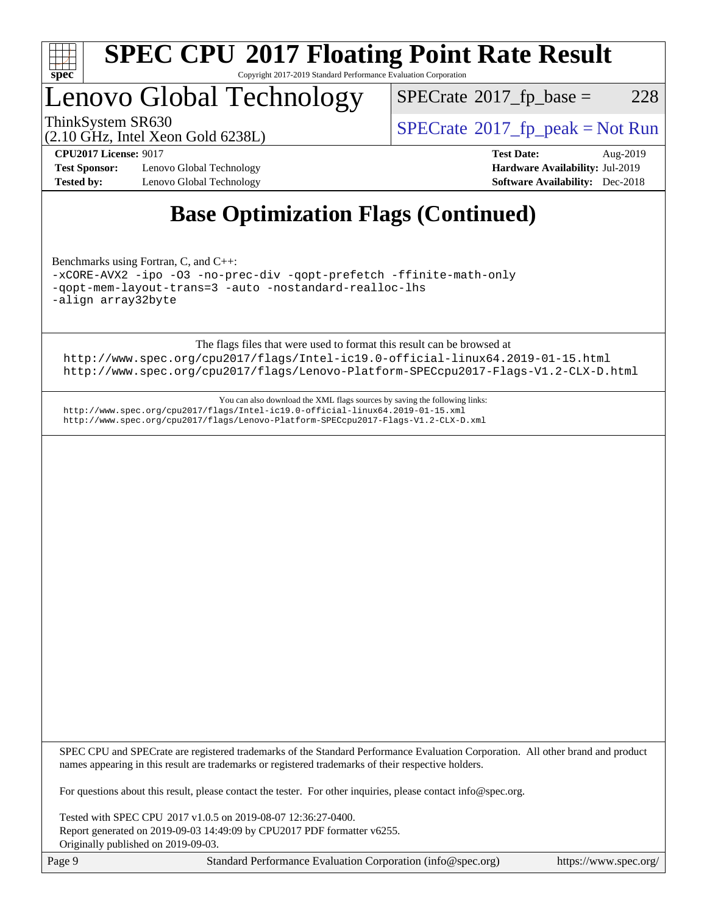## Base Optimization Flags (Continued)

Benchmarks using Fortran, C, and C++:

```
-xCORE-AVX2 -ipo -O3 -no-prec-div -qopt-prefetch -ffinite-math-only
-qopt-mem-layout-trans=3 -auto -nostandard-realloc-lhs
-align array32byte
```

The flags files that were used to format this result can be browsed at

http://www.spec.org/cpu2017/flags/Intel-ic19.0-official-linux64.2019-01-15.html
http://www.spec.org/cpu2017/flags/Lenovo-Platform-SPECcpu2017-Flags-V1.2-CLX-D.html

You can also download the XML flags sources by saving the following links:

http://www.spec.org/cpu2017/flags/Intel-ic19.0-official-linux64.2019-01-15.xml
http://www.spec.org/cpu2017/flags/Lenovo-Platform-SPECcpu2017-Flags-V1.2-CLX-D.xml

SPEC CPU and SPECrate are registered trademarks of the Standard Performance Evaluation Corporation. All other brand and product names appearing in this result are trademarks or registered trademarks of their respective holders.

For questions about this result, please contact the tester. For other inquiries, please contact info@spec.org.

Tested with SPEC CPU 2017 v1.0.5 on 2019-08-07 12:36:27-0400.
Report generated on 2019-09-03 14:49:09 by CPU2017 PDF formatter v6255.
Originally published on 2019-09-03.